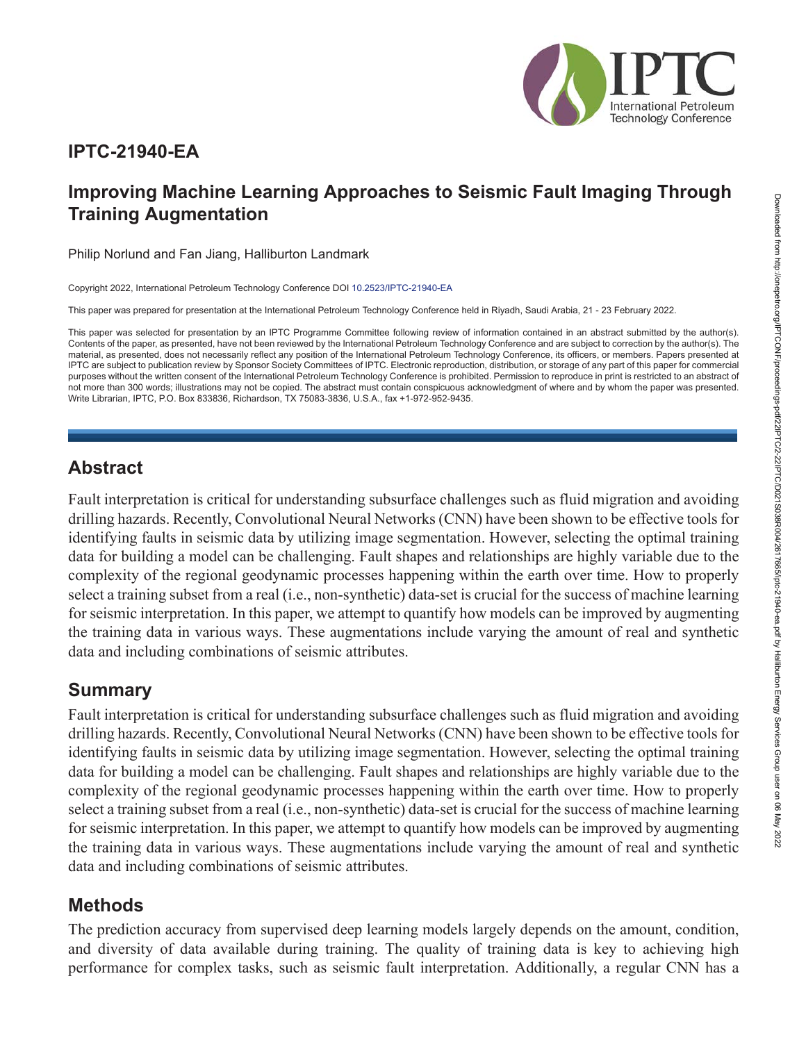# IPTC-21940-EA

## Improving Machine Learning Approaches to Seismic Fault Imaging Through Training Augmentation

Philip Norlund and Fan Jiang, Halliburton Landmark

Copyright 2022, International Petroleum Technology Conference DOI 10.2523/IPTC-21940-EA

This paper was prepared for presentation at the International Petroleum Technology Conference held in Riyadh, Saudi Arabia, 21 - 23 February 2022.

This paper was selected for presentation by an IPTC Programme Committee following review of information contained in an abstract submitted by the author(s). Contents of the paper, as presented, have not been reviewed by the International Petroleum Technology Conference and are subject to correction by the author(s). The material, as presented, does not necessarily reflect any position of the International Petroleum Technology Conference, its officers, or members. Papers presented at IPTC are subject to publication review by Sponsor Society Committees of IPTC. Electronic reproduction, distribution, or storage of any part of this paper for commercial purposes without the written consent of the International Petroleum Technology Conference is prohibited. Permission to reproduce in print is restricted to an abstract of not more than 300 words; illustrations may not be copied. The abstract must contain conspicuous acknowledgment of where and by whom the paper was presented. Write Librarian, IPTC, P.O. Box 833836, Richardson, TX 75083-3836, U.S.A., fax +1-972-952-9435.

## Abstract

Fault interpretation is critical for understanding subsurface challenges such as fluid migration and avoiding drilling hazards. Recently, Convolutional Neural Networks (CNN) have been shown to be effective tools for identifying faults in seismic data by utilizing image segmentation. However, selecting the optimal training data for building a model can be challenging. Fault shapes and relationships are highly variable due to the complexity of the regional geodynamic processes happening within the earth over time. How to properly select a training subset from a real (i.e., non-synthetic) data-set is crucial for the success of machine learning for seismic interpretation. In this paper, we attempt to quantify how models can be improved by augmenting the training data in various ways. These augmentations include varying the amount of real and synthetic data and including combinations of seismic attributes.

## Summary

Fault interpretation is critical for understanding subsurface challenges such as fluid migration and avoiding drilling hazards. Recently, Convolutional Neural Networks (CNN) have been shown to be effective tools for identifying faults in seismic data by utilizing image segmentation. However, selecting the optimal training data for building a model can be challenging. Fault shapes and relationships are highly variable due to the complexity of the regional geodynamic processes happening within the earth over time. How to properly select a training subset from a real (i.e., non-synthetic) data-set is crucial for the success of machine learning for seismic interpretation. In this paper, we attempt to quantify how models can be improved by augmenting the training data in various ways. These augmentations include varying the amount of real and synthetic data and including combinations of seismic attributes.

## Methods

The prediction accuracy from supervised deep learning models largely depends on the amount, condition, and diversity of data available during training. The quality of training data is key to achieving high performance for complex tasks, such as seismic fault interpretation. Additionally, a regular CNN has a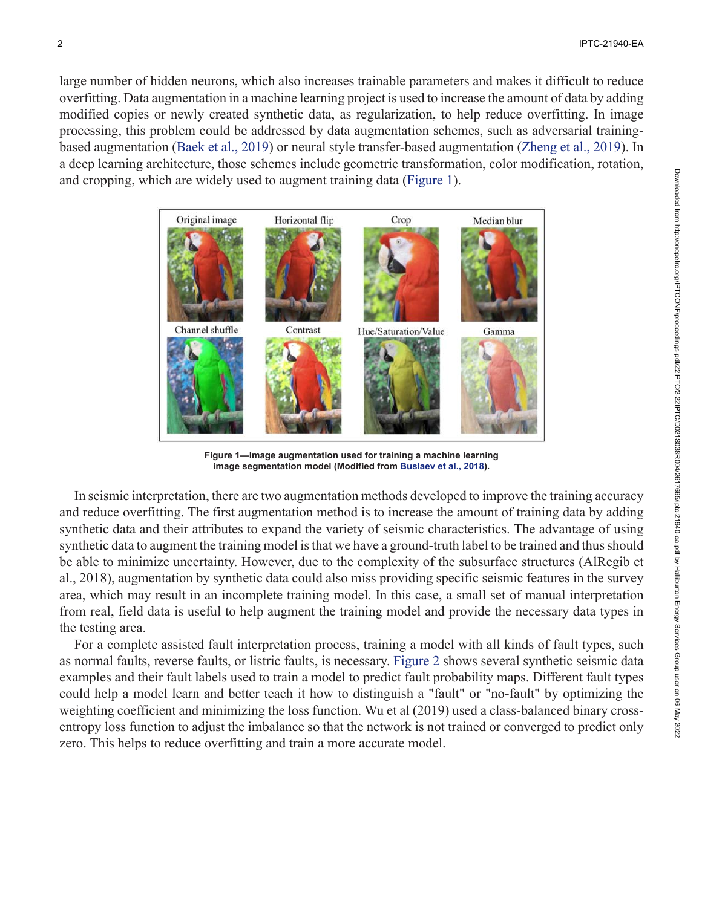large number of hidden neurons, which also increases trainable parameters and makes it difficult to reduce overfitting. Data augmentation in a machine learning project is used to increase the amount of data by adding modified copies or newly created synthetic data, as regularization, to help reduce overfitting. In image processing, this problem could be addressed by data augmentation schemes, such as adversarial training-based augmentation (Baek et al., 2019) or neural style transfer-based augmentation (Zheng et al., 2019). In a deep learning architecture, those schemes include geometric transformation, color modification, rotation, and cropping, which are widely used to augment training data (Figure 1).

**Figure 1—Image augmentation used for training a machine learning image segmentation model (Modified from Buslaev et al., 2018).**

In seismic interpretation, there are two augmentation methods developed to improve the training accuracy and reduce overfitting. The first augmentation method is to increase the amount of training data by adding synthetic data and their attributes to expand the variety of seismic characteristics. The advantage of using synthetic data to augment the training model is that we have a ground-truth label to be trained and thus should be able to minimize uncertainty. However, due to the complexity of the subsurface structures (AlRegib et al., 2018), augmentation by synthetic data could also miss providing specific seismic features in the survey area, which may result in an incomplete training model. In this case, a small set of manual interpretation from real, field data is useful to help augment the training model and provide the necessary data types in the testing area.

For a complete assisted fault interpretation process, training a model with all kinds of fault types, such as normal faults, reverse faults, or listric faults, is necessary. Figure 2 shows several synthetic seismic data examples and their fault labels used to train a model to predict fault probability maps. Different fault types could help a model learn and better teach it how to distinguish a "fault" or "no-fault" by optimizing the weighting coefficient and minimizing the loss function. Wu et al (2019) used a class-balanced binary cross-entropy loss function to adjust the imbalance so that the network is not trained or converged to predict only zero. This helps to reduce overfitting and train a more accurate model.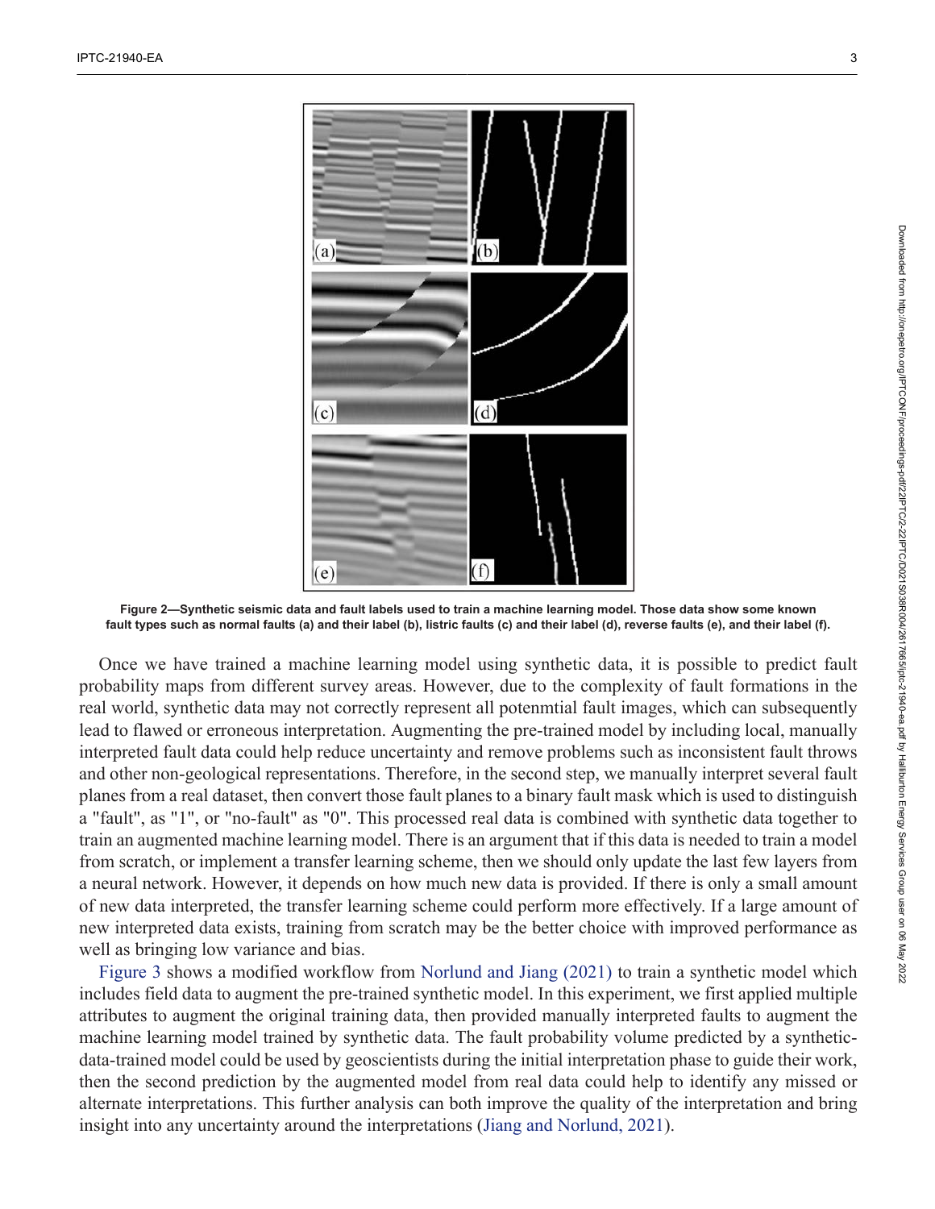**Figure 2—Synthetic seismic data and fault labels used to train a machine learning model. Those data show some known fault types such as normal faults (a) and their label (b), listric faults (c) and their label (d), reverse faults (e), and their label (f).**

Once we have trained a machine learning model using synthetic data, it is possible to predict fault probability maps from different survey areas. However, due to the complexity of fault formations in the real world, synthetic data may not correctly represent all potenmtial fault images, which can subsequently lead to flawed or erroneous interpretation. Augmenting the pre-trained model by including local, manually interpreted fault data could help reduce uncertainty and remove problems such as inconsistent fault throws and other non-geological representations. Therefore, in the second step, we manually interpret several fault planes from a real dataset, then convert those fault planes to a binary fault mask which is used to distinguish a "fault", as "1", or "no-fault" as "0". This processed real data is combined with synthetic data together to train an augmented machine learning model. There is an argument that if this data is needed to train a model from scratch, or implement a transfer learning scheme, then we should only update the last few layers from a neural network. However, it depends on how much new data is provided. If there is only a small amount of new data interpreted, the transfer learning scheme could perform more effectively. If a large amount of new interpreted data exists, training from scratch may be the better choice with improved performance as well as bringing low variance and bias.

Figure 3 shows a modified workflow from Norlund and Jiang (2021) to train a synthetic model which includes field data to augment the pre-trained synthetic model. In this experiment, we first applied multiple attributes to augment the original training data, then provided manually interpreted faults to augment the machine learning model trained by synthetic data. The fault probability volume predicted by a synthetic-data-trained model could be used by geoscientists during the initial interpretation phase to guide their work, then the second prediction by the augmented model from real data could help to identify any missed or alternate interpretations. This further analysis can both improve the quality of the interpretation and bring insight into any uncertainty around the interpretations (Jiang and Norlund, 2021).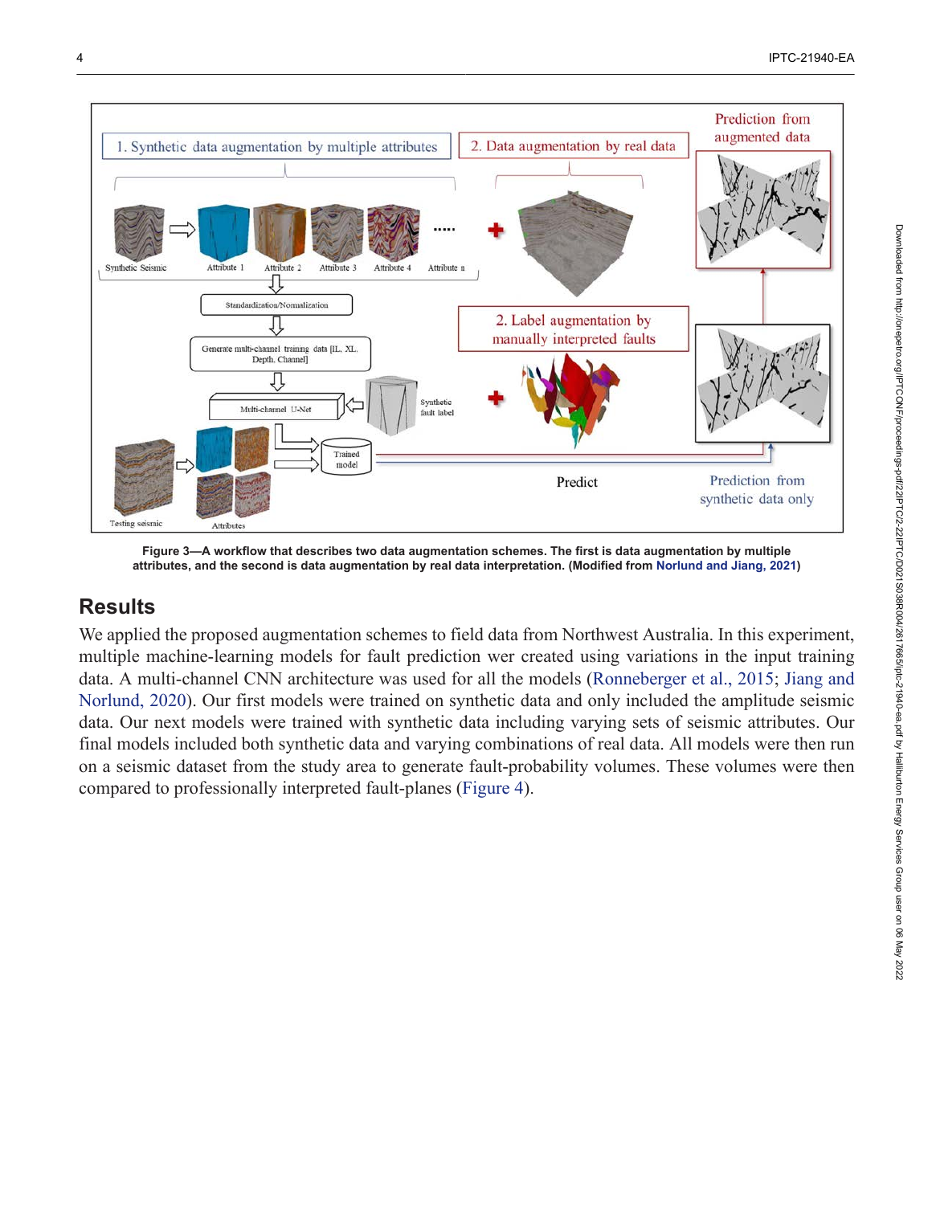Figure 3—A workflow that describes two data augmentation schemes. The first is data augmentation by multiple attributes, and the second is data augmentation by real data interpretation. (Modified from Norlund and Jiang, 2021)

## Results

We applied the proposed augmentation schemes to field data from Northwest Australia. In this experiment, multiple machine-learning models for fault prediction wer created using variations in the input training data. A multi-channel CNN architecture was used for all the models (Ronneberger et al., 2015; Jiang and Norlund, 2020). Our first models were trained on synthetic data and only included the amplitude seismic data. Our next models were trained with synthetic data including varying sets of seismic attributes. Our final models included both synthetic data and varying combinations of real data. All models were then run on a seismic dataset from the study area to generate fault-probability volumes. These volumes were then compared to professionally interpreted fault-planes (Figure 4).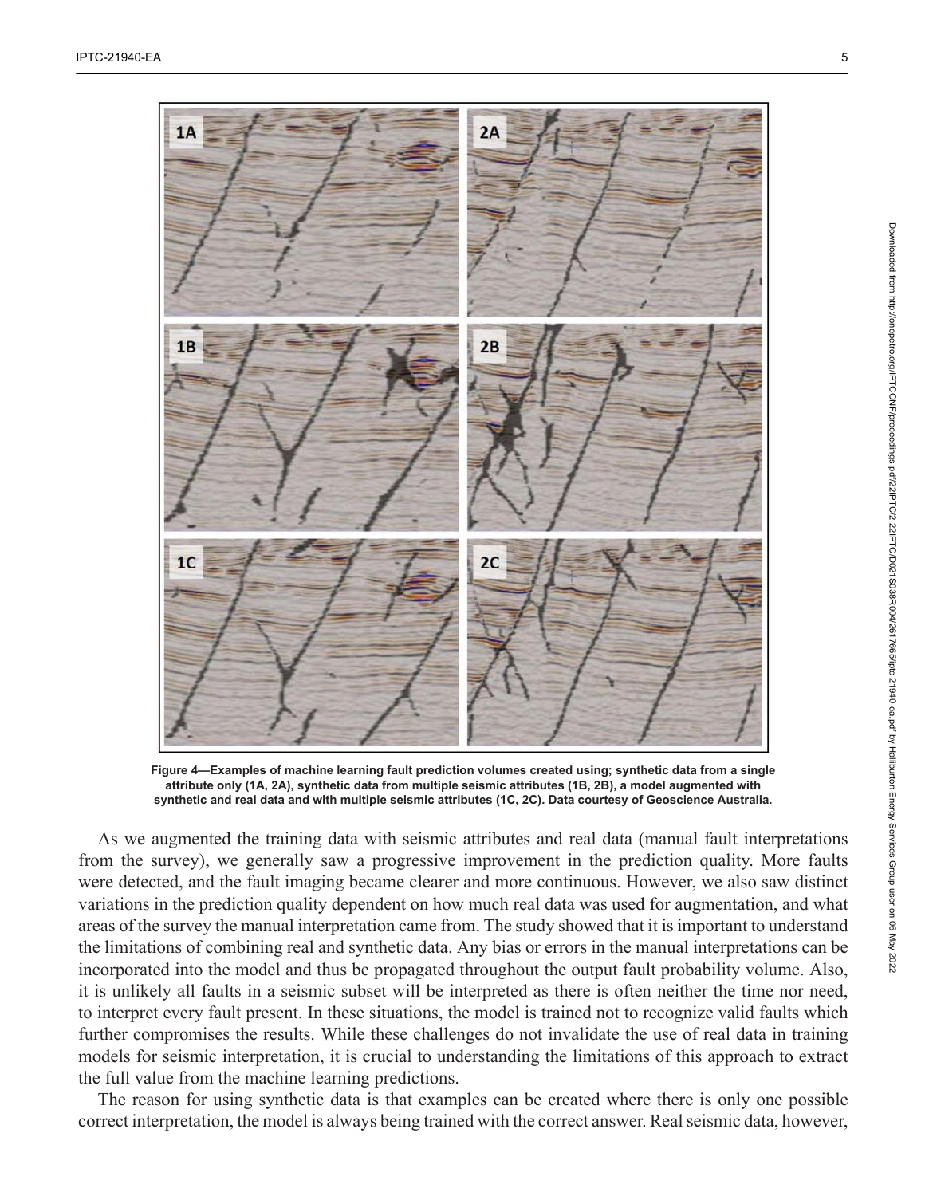**Figure 4—Examples of machine learning fault prediction volumes created using; synthetic data from a single attribute only (1A, 2A), synthetic data from multiple seismic attributes (1B, 2B), a model augmented with synthetic and real data and with multiple seismic attributes (1C, 2C). Data courtesy of Geoscience Australia.**

As we augmented the training data with seismic attributes and real data (manual fault interpretations from the survey), we generally saw a progressive improvement in the prediction quality. More faults were detected, and the fault imaging became clearer and more continuous. However, we also saw distinct variations in the prediction quality dependent on how much real data was used for augmentation, and what areas of the survey the manual interpretation came from. The study showed that it is important to understand the limitations of combining real and synthetic data. Any bias or errors in the manual interpretations can be incorporated into the model and thus be propagated throughout the output fault probability volume. Also, it is unlikely all faults in a seismic subset will be interpreted as there is often neither the time nor need, to interpret every fault present. In these situations, the model is trained not to recognize valid faults which further compromises the results. While these challenges do not invalidate the use of real data in training models for seismic interpretation, it is crucial to understanding the limitations of this approach to extract the full value from the machine learning predictions.

The reason for using synthetic data is that examples can be created where there is only one possible correct interpretation, the model is always being trained with the correct answer. Real seismic data, however,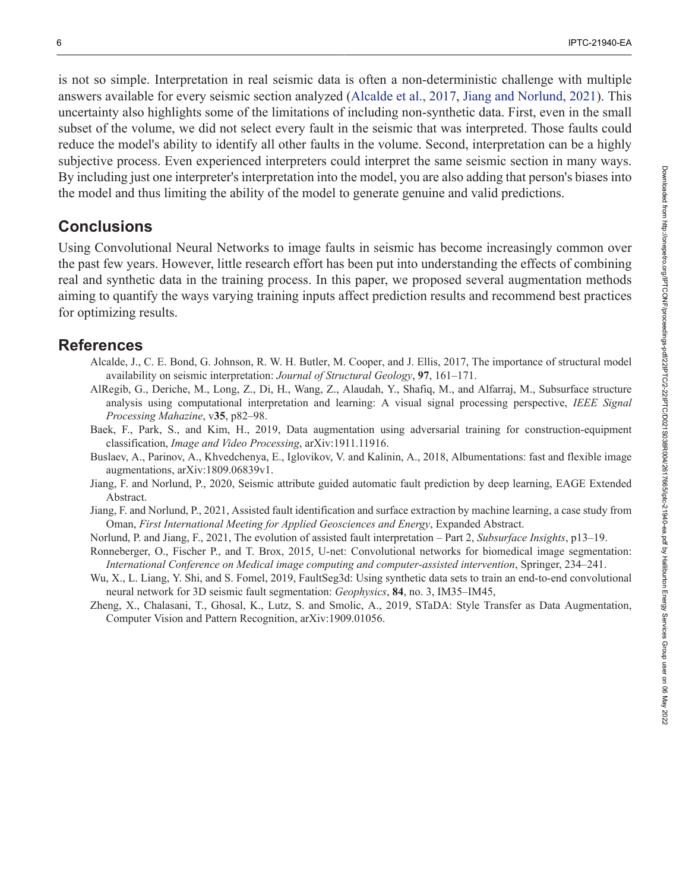is not so simple. Interpretation in real seismic data is often a non-deterministic challenge with multiple answers available for every seismic section analyzed (Alcalde et al., 2017, Jiang and Norlund, 2021). This uncertainty also highlights some of the limitations of including non-synthetic data. First, even in the small subset of the volume, we did not select every fault in the seismic that was interpreted. Those faults could reduce the model's ability to identify all other faults in the volume. Second, interpretation can be a highly subjective process. Even experienced interpreters could interpret the same seismic section in many ways. By including just one interpreter's interpretation into the model, you are also adding that person's biases into the model and thus limiting the ability of the model to generate genuine and valid predictions.

## Conclusions

Using Convolutional Neural Networks to image faults in seismic has become increasingly common over the past few years. However, little research effort has been put into understanding the effects of combining real and synthetic data in the training process. In this paper, we proposed several augmentation methods aiming to quantify the ways varying training inputs affect prediction results and recommend best practices for optimizing results.

## References

Alcalde, J., C. E. Bond, G. Johnson, R. W. H. Butler, M. Cooper, and J. Ellis, 2017, The importance of structural model availability on seismic interpretation: *Journal of Structural Geology*, **97**, 161–171.

AlRegib, G., Deriche, M., Long, Z., Di, H., Wang, Z., Alaudah, Y., Shafiq, M., and Alfarraj, M., Subsurface structure analysis using computational interpretation and learning: A visual signal processing perspective, *IEEE Signal Processing Mahazine*, v**35**, p82–98.

Baek, F., Park, S., and Kim, H., 2019, Data augmentation using adversarial training for construction-equipment classification, *Image and Video Processing*, arXiv:1911.11916.

Buslaev, A., Parinov, A., Khvedchenya, E., Iglovikov, V. and Kalinin, A., 2018, Albumentations: fast and flexible image augmentations, arXiv:1809.06839v1.

Jiang, F. and Norlund, P., 2020, Seismic attribute guided automatic fault prediction by deep learning, EAGE Extended Abstract.

Jiang, F. and Norlund, P., 2021, Assisted fault identification and surface extraction by machine learning, a case study from Oman, *First International Meeting for Applied Geosciences and Energy*, Expanded Abstract.

Norlund, P. and Jiang, F., 2021, The evolution of assisted fault interpretation – Part 2, *Subsurface Insights*, p13–19.

Ronneberger, O., Fischer P., and T. Brox, 2015, U-net: Convolutional networks for biomedical image segmentation: *International Conference on Medical image computing and computer-assisted intervention*, Springer, 234–241.

Wu, X., L. Liang, Y. Shi, and S. Fomel, 2019, FaultSeg3d: Using synthetic data sets to train an end-to-end convolutional neural network for 3D seismic fault segmentation: *Geophysics*, **84**, no. 3, IM35–IM45,

Zheng, X., Chalasani, T., Ghosal, K., Lutz, S. and Smolic, A., 2019, STaDA: Style Transfer as Data Augmentation, Computer Vision and Pattern Recognition, arXiv:1909.01056.